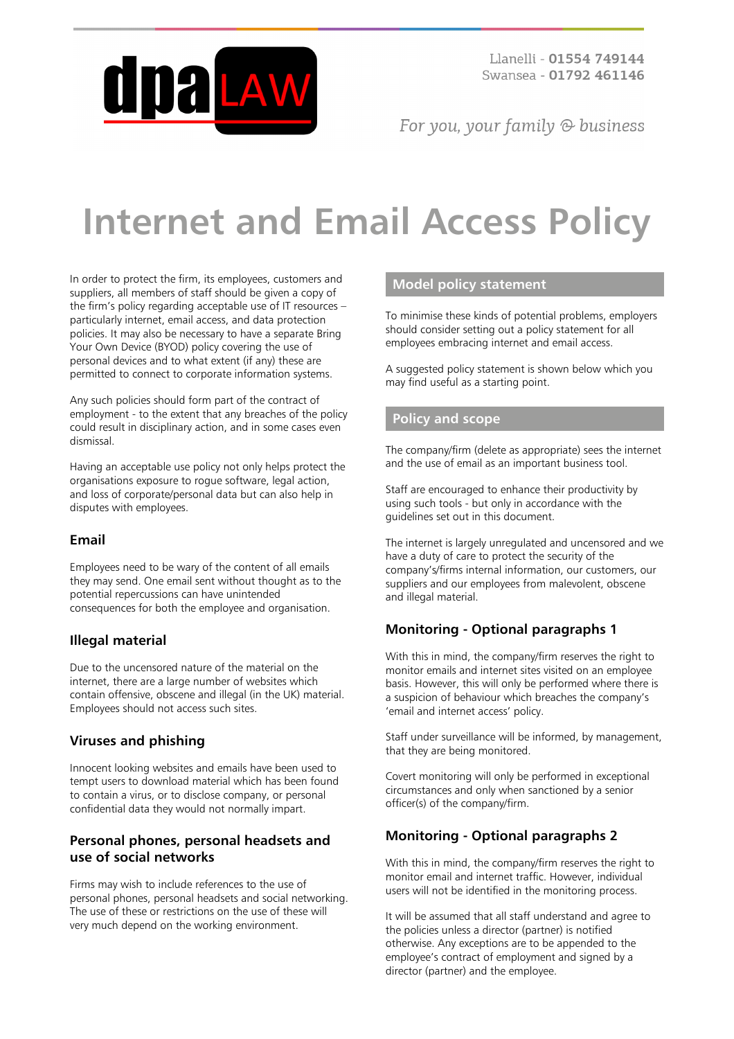Llanelli - **01554 749144**
Swansea - **01792 461146**

*For you, your family & business*

# Internet and Email Access Policy

In order to protect the firm, its employees, customers and suppliers, all members of staff should be given a copy of the firm's policy regarding acceptable use of IT resources – particularly internet, email access, and data protection policies. It may also be necessary to have a separate Bring Your Own Device (BYOD) policy covering the use of personal devices and to what extent (if any) these are permitted to connect to corporate information systems.

Any such policies should form part of the contract of employment - to the extent that any breaches of the policy could result in disciplinary action, and in some cases even dismissal.

Having an acceptable use policy not only helps protect the organisations exposure to rogue software, legal action, and loss of corporate/personal data but can also help in disputes with employees.

### Email

Employees need to be wary of the content of all emails they may send. One email sent without thought as to the potential repercussions can have unintended consequences for both the employee and organisation.

### Illegal material

Due to the uncensored nature of the material on the internet, there are a large number of websites which contain offensive, obscene and illegal (in the UK) material. Employees should not access such sites.

### Viruses and phishing

Innocent looking websites and emails have been used to tempt users to download material which has been found to contain a virus, or to disclose company, or personal confidential data they would not normally impart.

### Personal phones, personal headsets and use of social networks

Firms may wish to include references to the use of personal phones, personal headsets and social networking. The use of these or restrictions on the use of these will very much depend on the working environment.

## Model policy statement

To minimise these kinds of potential problems, employers should consider setting out a policy statement for all employees embracing internet and email access.

A suggested policy statement is shown below which you may find useful as a starting point.

## Policy and scope

The company/firm (delete as appropriate) sees the internet and the use of email as an important business tool.

Staff are encouraged to enhance their productivity by using such tools - but only in accordance with the guidelines set out in this document.

The internet is largely unregulated and uncensored and we have a duty of care to protect the security of the company's/firms internal information, our customers, our suppliers and our employees from malevolent, obscene and illegal material.

### Monitoring - Optional paragraphs 1

With this in mind, the company/firm reserves the right to monitor emails and internet sites visited on an employee basis. However, this will only be performed where there is a suspicion of behaviour which breaches the company's 'email and internet access' policy.

Staff under surveillance will be informed, by management, that they are being monitored.

Covert monitoring will only be performed in exceptional circumstances and only when sanctioned by a senior officer(s) of the company/firm.

### Monitoring - Optional paragraphs 2

With this in mind, the company/firm reserves the right to monitor email and internet traffic. However, individual users will not be identified in the monitoring process.

It will be assumed that all staff understand and agree to the policies unless a director (partner) is notified otherwise. Any exceptions are to be appended to the employee's contract of employment and signed by a director (partner) and the employee.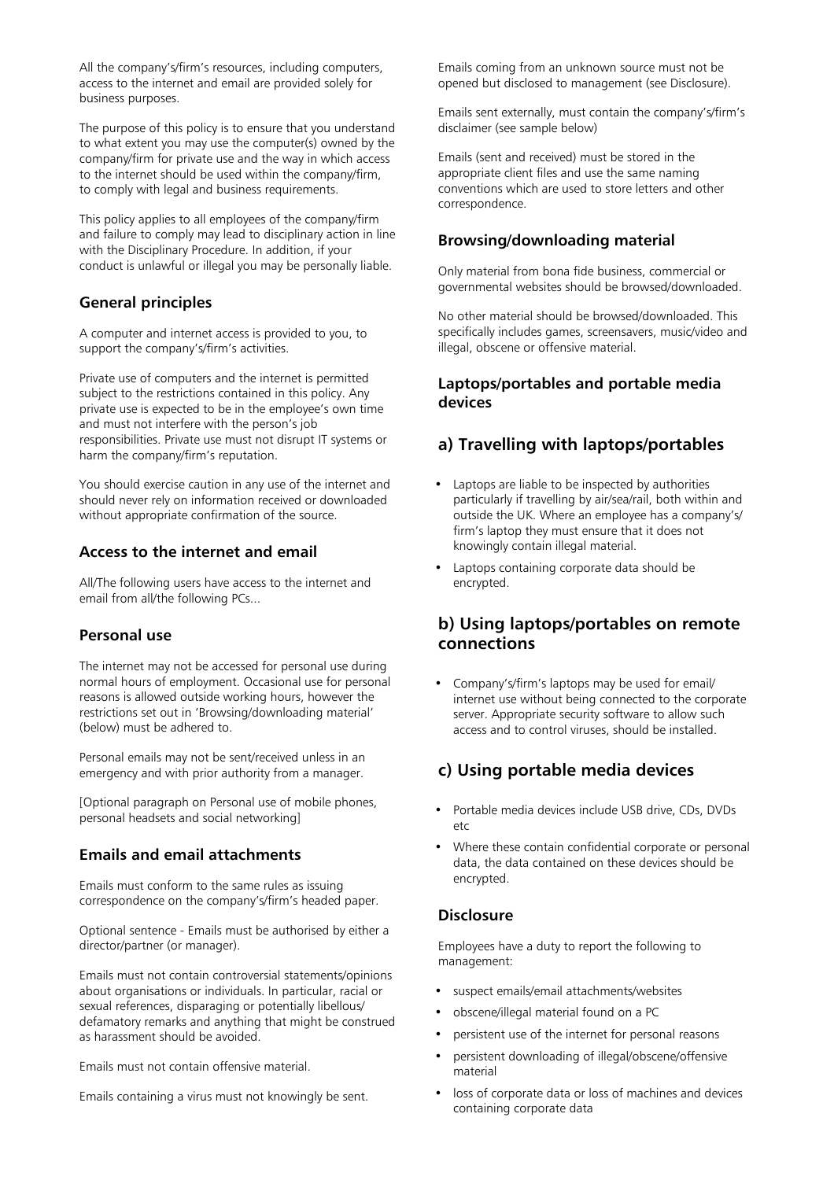All the company's/firm's resources, including computers, access to the internet and email are provided solely for business purposes.

The purpose of this policy is to ensure that you understand to what extent you may use the computer(s) owned by the company/firm for private use and the way in which access to the internet should be used within the company/firm, to comply with legal and business requirements.

This policy applies to all employees of the company/firm and failure to comply may lead to disciplinary action in line with the Disciplinary Procedure. In addition, if your conduct is unlawful or illegal you may be personally liable.

### General principles

A computer and internet access is provided to you, to support the company's/firm's activities.

Private use of computers and the internet is permitted subject to the restrictions contained in this policy. Any private use is expected to be in the employee's own time and must not interfere with the person's job responsibilities. Private use must not disrupt IT systems or harm the company/firm's reputation.

You should exercise caution in any use of the internet and should never rely on information received or downloaded without appropriate confirmation of the source.

### Access to the internet and email

All/The following users have access to the internet and email from all/the following PCs...

### Personal use

The internet may not be accessed for personal use during normal hours of employment. Occasional use for personal reasons is allowed outside working hours, however the restrictions set out in 'Browsing/downloading material' (below) must be adhered to.

Personal emails may not be sent/received unless in an emergency and with prior authority from a manager.

[Optional paragraph on Personal use of mobile phones, personal headsets and social networking]

### Emails and email attachments

Emails must conform to the same rules as issuing correspondence on the company's/firm's headed paper.

Optional sentence - Emails must be authorised by either a director/partner (or manager).

Emails must not contain controversial statements/opinions about organisations or individuals. In particular, racial or sexual references, disparaging or potentially libellous/defamatory remarks and anything that might be construed as harassment should be avoided.

Emails must not contain offensive material.

Emails containing a virus must not knowingly be sent.

Emails coming from an unknown source must not be opened but disclosed to management (see Disclosure).

Emails sent externally, must contain the company's/firm's disclaimer (see sample below)

Emails (sent and received) must be stored in the appropriate client files and use the same naming conventions which are used to store letters and other correspondence.

### Browsing/downloading material

Only material from bona fide business, commercial or governmental websites should be browsed/downloaded.

No other material should be browsed/downloaded. This specifically includes games, screensavers, music/video and illegal, obscene or offensive material.

### Laptops/portables and portable media devices

## a) Travelling with laptops/portables

- Laptops are liable to be inspected by authorities particularly if travelling by air/sea/rail, both within and outside the UK. Where an employee has a company's/firm's laptop they must ensure that it does not knowingly contain illegal material.
- Laptops containing corporate data should be encrypted.

## b) Using laptops/portables on remote connections

- Company's/firm's laptops may be used for email/internet use without being connected to the corporate server. Appropriate security software to allow such access and to control viruses, should be installed.

## c) Using portable media devices

- Portable media devices include USB drive, CDs, DVDs etc
- Where these contain confidential corporate or personal data, the data contained on these devices should be encrypted.

### Disclosure

Employees have a duty to report the following to management:

- suspect emails/email attachments/websites
- obscene/illegal material found on a PC
- persistent use of the internet for personal reasons
- persistent downloading of illegal/obscene/offensive material
- loss of corporate data or loss of machines and devices containing corporate data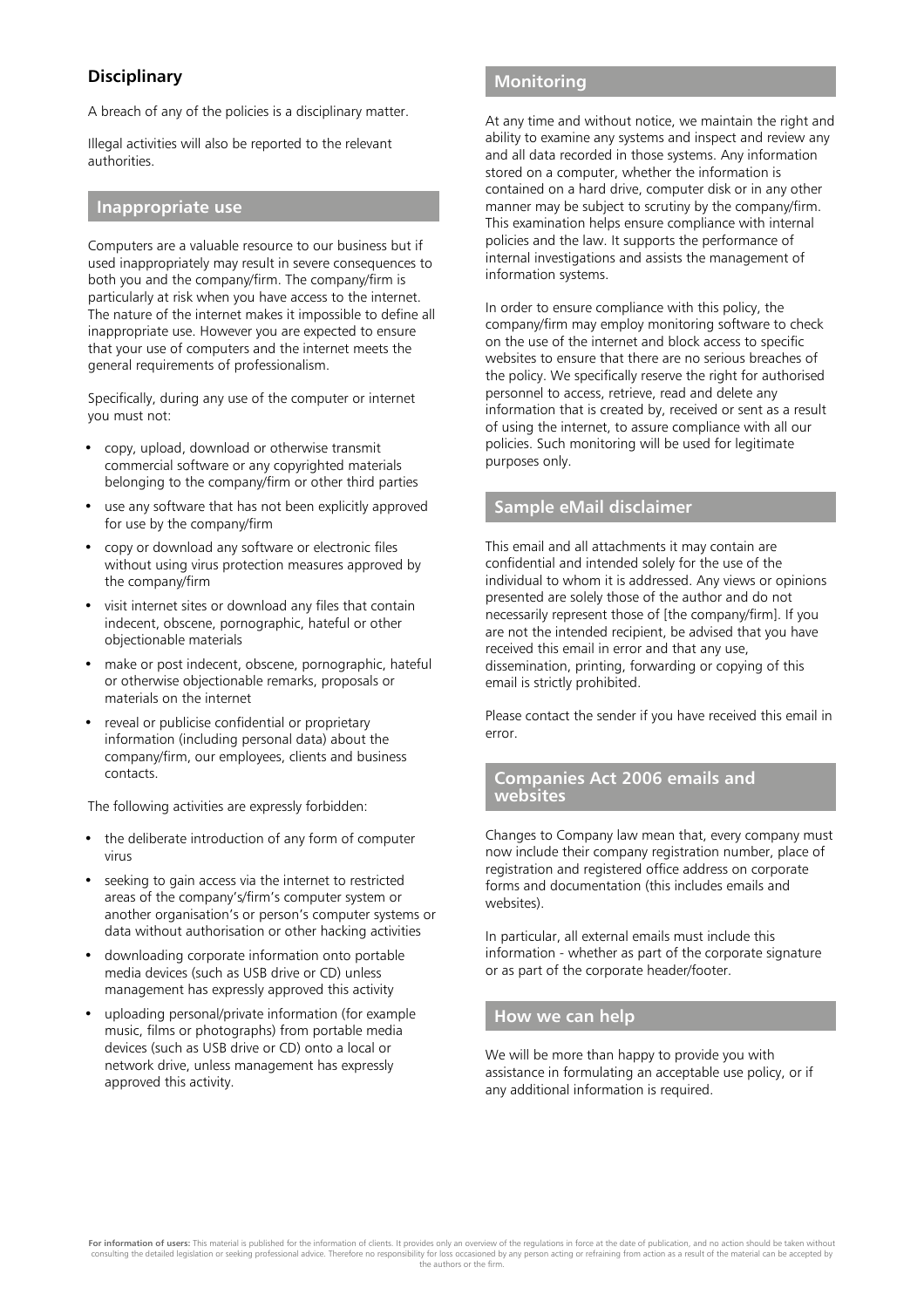## Disciplinary

A breach of any of the policies is a disciplinary matter.

Illegal activities will also be reported to the relevant authorities.

## Inappropriate use

Computers are a valuable resource to our business but if used inappropriately may result in severe consequences to both you and the company/firm. The company/firm is particularly at risk when you have access to the internet. The nature of the internet makes it impossible to define all inappropriate use. However you are expected to ensure that your use of computers and the internet meets the general requirements of professionalism.

Specifically, during any use of the computer or internet you must not:

- copy, upload, download or otherwise transmit commercial software or any copyrighted materials belonging to the company/firm or other third parties
- use any software that has not been explicitly approved for use by the company/firm
- copy or download any software or electronic files without using virus protection measures approved by the company/firm
- visit internet sites or download any files that contain indecent, obscene, pornographic, hateful or other objectionable materials
- make or post indecent, obscene, pornographic, hateful or otherwise objectionable remarks, proposals or materials on the internet
- reveal or publicise confidential or proprietary information (including personal data) about the company/firm, our employees, clients and business contacts.

The following activities are expressly forbidden:

- the deliberate introduction of any form of computer virus
- seeking to gain access via the internet to restricted areas of the company's/firm's computer system or another organisation's or person's computer systems or data without authorisation or other hacking activities
- downloading corporate information onto portable media devices (such as USB drive or CD) unless management has expressly approved this activity
- uploading personal/private information (for example music, films or photographs) from portable media devices (such as USB drive or CD) onto a local or network drive, unless management has expressly approved this activity.

## Monitoring

At any time and without notice, we maintain the right and ability to examine any systems and inspect and review any and all data recorded in those systems. Any information stored on a computer, whether the information is contained on a hard drive, computer disk or in any other manner may be subject to scrutiny by the company/firm. This examination helps ensure compliance with internal policies and the law. It supports the performance of internal investigations and assists the management of information systems.

In order to ensure compliance with this policy, the company/firm may employ monitoring software to check on the use of the internet and block access to specific websites to ensure that there are no serious breaches of the policy. We specifically reserve the right for authorised personnel to access, retrieve, read and delete any information that is created by, received or sent as a result of using the internet, to assure compliance with all our policies. Such monitoring will be used for legitimate purposes only.

## Sample eMail disclaimer

This email and all attachments it may contain are confidential and intended solely for the use of the individual to whom it is addressed. Any views or opinions presented are solely those of the author and do not necessarily represent those of [the company/firm]. If you are not the intended recipient, be advised that you have received this email in error and that any use, dissemination, printing, forwarding or copying of this email is strictly prohibited.

Please contact the sender if you have received this email in error.

## Companies Act 2006 emails and websites

Changes to Company law mean that, every company must now include their company registration number, place of registration and registered office address on corporate forms and documentation (this includes emails and websites).

In particular, all external emails must include this information - whether as part of the corporate signature or as part of the corporate header/footer.

## How we can help

We will be more than happy to provide you with assistance in formulating an acceptable use policy, or if any additional information is required.

**For information of users:** This material is published for the information of clients. It provides only an overview of the regulations in force at the date of publication, and no action should be taken without consulting the detailed legislation or seeking professional advice. Therefore no responsibility for loss occasioned by any person acting or refraining from action as a result of the material can be accepted by the authors or the firm.